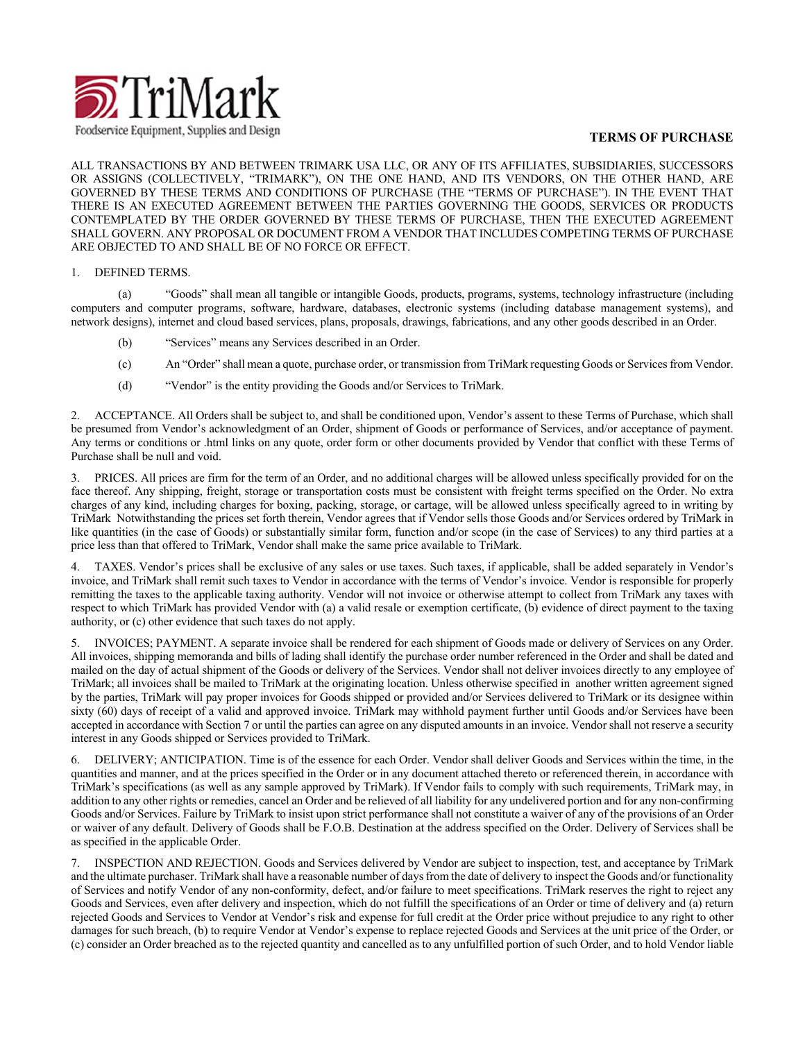TriMark

Foodservice Equipment, Supplies and Design

**TERMS OF PURCHASE**

ALL TRANSACTIONS BY AND BETWEEN TRIMARK USA LLC, OR ANY OF ITS AFFILIATES, SUBSIDIARIES, SUCCESSORS OR ASSIGNS (COLLECTIVELY, "TRIMARK"), ON THE ONE HAND, AND ITS VENDORS, ON THE OTHER HAND, ARE GOVERNED BY THESE TERMS AND CONDITIONS OF PURCHASE (THE "TERMS OF PURCHASE"). IN THE EVENT THAT THERE IS AN EXECUTED AGREEMENT BETWEEN THE PARTIES GOVERNING THE GOODS, SERVICES OR PRODUCTS CONTEMPLATED BY THE ORDER GOVERNED BY THESE TERMS OF PURCHASE, THEN THE EXECUTED AGREEMENT SHALL GOVERN. ANY PROPOSAL OR DOCUMENT FROM A VENDOR THAT INCLUDES COMPETING TERMS OF PURCHASE ARE OBJECTED TO AND SHALL BE OF NO FORCE OR EFFECT.

1. DEFINED TERMS.

(a) "Goods" shall mean all tangible or intangible Goods, products, programs, systems, technology infrastructure (including computers and computer programs, software, hardware, databases, electronic systems (including database management systems), and network designs), internet and cloud based services, plans, proposals, drawings, fabrications, and any other goods described in an Order.

(b) "Services" means any Services described in an Order.

(c) An "Order" shall mean a quote, purchase order, or transmission from TriMark requesting Goods or Services from Vendor.

(d) "Vendor" is the entity providing the Goods and/or Services to TriMark.

2. ACCEPTANCE. All Orders shall be subject to, and shall be conditioned upon, Vendor's assent to these Terms of Purchase, which shall be presumed from Vendor's acknowledgment of an Order, shipment of Goods or performance of Services, and/or acceptance of payment. Any terms or conditions or .html links on any quote, order form or other documents provided by Vendor that conflict with these Terms of Purchase shall be null and void.

3. PRICES. All prices are firm for the term of an Order, and no additional charges will be allowed unless specifically provided for on the face thereof. Any shipping, freight, storage or transportation costs must be consistent with freight terms specified on the Order. No extra charges of any kind, including charges for boxing, packing, storage, or cartage, will be allowed unless specifically agreed to in writing by TriMark Notwithstanding the prices set forth therein, Vendor agrees that if Vendor sells those Goods and/or Services ordered by TriMark in like quantities (in the case of Goods) or substantially similar form, function and/or scope (in the case of Services) to any third parties at a price less than that offered to TriMark, Vendor shall make the same price available to TriMark.

4. TAXES. Vendor's prices shall be exclusive of any sales or use taxes. Such taxes, if applicable, shall be added separately in Vendor's invoice, and TriMark shall remit such taxes to Vendor in accordance with the terms of Vendor's invoice. Vendor is responsible for properly remitting the taxes to the applicable taxing authority. Vendor will not invoice or otherwise attempt to collect from TriMark any taxes with respect to which TriMark has provided Vendor with (a) a valid resale or exemption certificate, (b) evidence of direct payment to the taxing authority, or (c) other evidence that such taxes do not apply.

5. INVOICES; PAYMENT. A separate invoice shall be rendered for each shipment of Goods made or delivery of Services on any Order. All invoices, shipping memoranda and bills of lading shall identify the purchase order number referenced in the Order and shall be dated and mailed on the day of actual shipment of the Goods or delivery of the Services. Vendor shall not deliver invoices directly to any employee of TriMark; all invoices shall be mailed to TriMark at the originating location. Unless otherwise specified in another written agreement signed by the parties, TriMark will pay proper invoices for Goods shipped or provided and/or Services delivered to TriMark or its designee within sixty (60) days of receipt of a valid and approved invoice. TriMark may withhold payment further until Goods and/or Services have been accepted in accordance with Section 7 or until the parties can agree on any disputed amounts in an invoice. Vendor shall not reserve a security interest in any Goods shipped or Services provided to TriMark.

6. DELIVERY; ANTICIPATION. Time is of the essence for each Order. Vendor shall deliver Goods and Services within the time, in the quantities and manner, and at the prices specified in the Order or in any document attached thereto or referenced therein, in accordance with TriMark's specifications (as well as any sample approved by TriMark). If Vendor fails to comply with such requirements, TriMark may, in addition to any other rights or remedies, cancel an Order and be relieved of all liability for any undelivered portion and for any non-confirming Goods and/or Services. Failure by TriMark to insist upon strict performance shall not constitute a waiver of any of the provisions of an Order or waiver of any default. Delivery of Goods shall be F.O.B. Destination at the address specified on the Order. Delivery of Services shall be as specified in the applicable Order.

7. INSPECTION AND REJECTION. Goods and Services delivered by Vendor are subject to inspection, test, and acceptance by TriMark and the ultimate purchaser. TriMark shall have a reasonable number of days from the date of delivery to inspect the Goods and/or functionality of Services and notify Vendor of any non-conformity, defect, and/or failure to meet specifications. TriMark reserves the right to reject any Goods and Services, even after delivery and inspection, which do not fulfill the specifications of an Order or time of delivery and (a) return rejected Goods and Services to Vendor at Vendor's risk and expense for full credit at the Order price without prejudice to any right to other damages for such breach, (b) to require Vendor at Vendor's expense to replace rejected Goods and Services at the unit price of the Order, or (c) consider an Order breached as to the rejected quantity and cancelled as to any unfulfilled portion of such Order, and to hold Vendor liable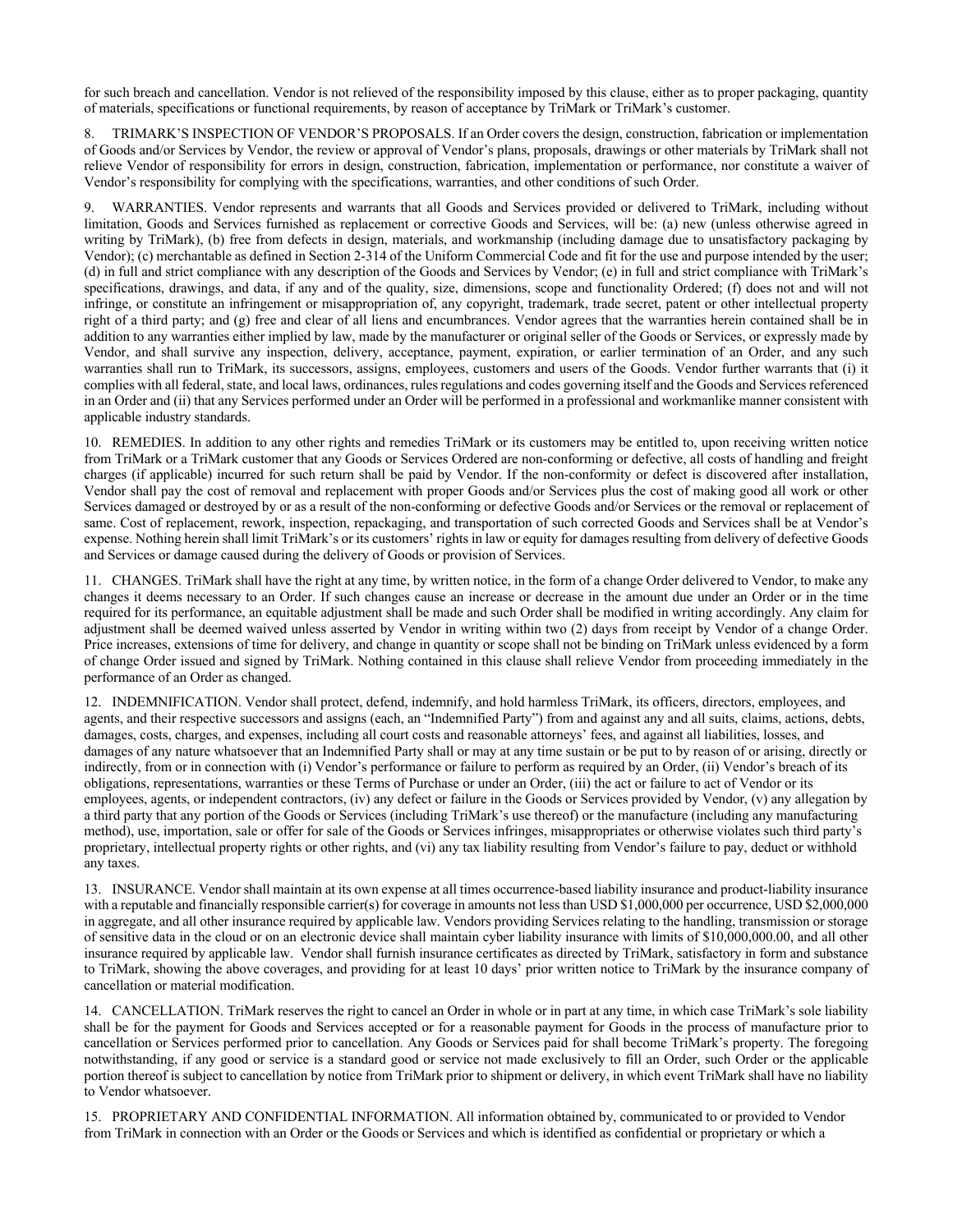for such breach and cancellation. Vendor is not relieved of the responsibility imposed by this clause, either as to proper packaging, quantity of materials, specifications or functional requirements, by reason of acceptance by TriMark or TriMark's customer.

8. TRIMARK'S INSPECTION OF VENDOR'S PROPOSALS. If an Order covers the design, construction, fabrication or implementation of Goods and/or Services by Vendor, the review or approval of Vendor's plans, proposals, drawings or other materials by TriMark shall not relieve Vendor of responsibility for errors in design, construction, fabrication, implementation or performance, nor constitute a waiver of Vendor's responsibility for complying with the specifications, warranties, and other conditions of such Order.

9. WARRANTIES. Vendor represents and warrants that all Goods and Services provided or delivered to TriMark, including without limitation, Goods and Services furnished as replacement or corrective Goods and Services, will be: (a) new (unless otherwise agreed in writing by TriMark), (b) free from defects in design, materials, and workmanship (including damage due to unsatisfactory packaging by Vendor); (c) merchantable as defined in Section 2-314 of the Uniform Commercial Code and fit for the use and purpose intended by the user; (d) in full and strict compliance with any description of the Goods and Services by Vendor; (e) in full and strict compliance with TriMark's specifications, drawings, and data, if any and of the quality, size, dimensions, scope and functionality Ordered; (f) does not and will not infringe, or constitute an infringement or misappropriation of, any copyright, trademark, trade secret, patent or other intellectual property right of a third party; and (g) free and clear of all liens and encumbrances. Vendor agrees that the warranties herein contained shall be in addition to any warranties either implied by law, made by the manufacturer or original seller of the Goods or Services, or expressly made by Vendor, and shall survive any inspection, delivery, acceptance, payment, expiration, or earlier termination of an Order, and any such warranties shall run to TriMark, its successors, assigns, employees, customers and users of the Goods. Vendor further warrants that (i) it complies with all federal, state, and local laws, ordinances, rules regulations and codes governing itself and the Goods and Services referenced in an Order and (ii) that any Services performed under an Order will be performed in a professional and workmanlike manner consistent with applicable industry standards.

10. REMEDIES. In addition to any other rights and remedies TriMark or its customers may be entitled to, upon receiving written notice from TriMark or a TriMark customer that any Goods or Services Ordered are non-conforming or defective, all costs of handling and freight charges (if applicable) incurred for such return shall be paid by Vendor. If the non-conformity or defect is discovered after installation, Vendor shall pay the cost of removal and replacement with proper Goods and/or Services plus the cost of making good all work or other Services damaged or destroyed by or as a result of the non-conforming or defective Goods and/or Services or the removal or replacement of same. Cost of replacement, rework, inspection, repackaging, and transportation of such corrected Goods and Services shall be at Vendor's expense. Nothing herein shall limit TriMark's or its customers' rights in law or equity for damages resulting from delivery of defective Goods and Services or damage caused during the delivery of Goods or provision of Services.

11. CHANGES. TriMark shall have the right at any time, by written notice, in the form of a change Order delivered to Vendor, to make any changes it deems necessary to an Order. If such changes cause an increase or decrease in the amount due under an Order or in the time required for its performance, an equitable adjustment shall be made and such Order shall be modified in writing accordingly. Any claim for adjustment shall be deemed waived unless asserted by Vendor in writing within two (2) days from receipt by Vendor of a change Order. Price increases, extensions of time for delivery, and change in quantity or scope shall not be binding on TriMark unless evidenced by a form of change Order issued and signed by TriMark. Nothing contained in this clause shall relieve Vendor from proceeding immediately in the performance of an Order as changed.

12. INDEMNIFICATION. Vendor shall protect, defend, indemnify, and hold harmless TriMark, its officers, directors, employees, and agents, and their respective successors and assigns (each, an "Indemnified Party") from and against any and all suits, claims, actions, debts, damages, costs, charges, and expenses, including all court costs and reasonable attorneys' fees, and against all liabilities, losses, and damages of any nature whatsoever that an Indemnified Party shall or may at any time sustain or be put to by reason of or arising, directly or indirectly, from or in connection with (i) Vendor's performance or failure to perform as required by an Order, (ii) Vendor's breach of its obligations, representations, warranties or these Terms of Purchase or under an Order, (iii) the act or failure to act of Vendor or its employees, agents, or independent contractors, (iv) any defect or failure in the Goods or Services provided by Vendor, (v) any allegation by a third party that any portion of the Goods or Services (including TriMark's use thereof) or the manufacture (including any manufacturing method), use, importation, sale or offer for sale of the Goods or Services infringes, misappropriates or otherwise violates such third party's proprietary, intellectual property rights or other rights, and (vi) any tax liability resulting from Vendor's failure to pay, deduct or withhold any taxes.

13. INSURANCE. Vendor shall maintain at its own expense at all times occurrence-based liability insurance and product-liability insurance with a reputable and financially responsible carrier(s) for coverage in amounts not less than USD $1,000,000 per occurrence, USD $2,000,000 in aggregate, and all other insurance required by applicable law. Vendors providing Services relating to the handling, transmission or storage of sensitive data in the cloud or on an electronic device shall maintain cyber liability insurance with limits of $10,000,000.00, and all other insurance required by applicable law. Vendor shall furnish insurance certificates as directed by TriMark, satisfactory in form and substance to TriMark, showing the above coverages, and providing for at least 10 days' prior written notice to TriMark by the insurance company of cancellation or material modification.

14. CANCELLATION. TriMark reserves the right to cancel an Order in whole or in part at any time, in which case TriMark's sole liability shall be for the payment for Goods and Services accepted or for a reasonable payment for Goods in the process of manufacture prior to cancellation or Services performed prior to cancellation. Any Goods or Services paid for shall become TriMark's property. The foregoing notwithstanding, if any good or service is a standard good or service not made exclusively to fill an Order, such Order or the applicable portion thereof is subject to cancellation by notice from TriMark prior to shipment or delivery, in which event TriMark shall have no liability to Vendor whatsoever.

15. PROPRIETARY AND CONFIDENTIAL INFORMATION. All information obtained by, communicated to or provided to Vendor from TriMark in connection with an Order or the Goods or Services and which is identified as confidential or proprietary or which a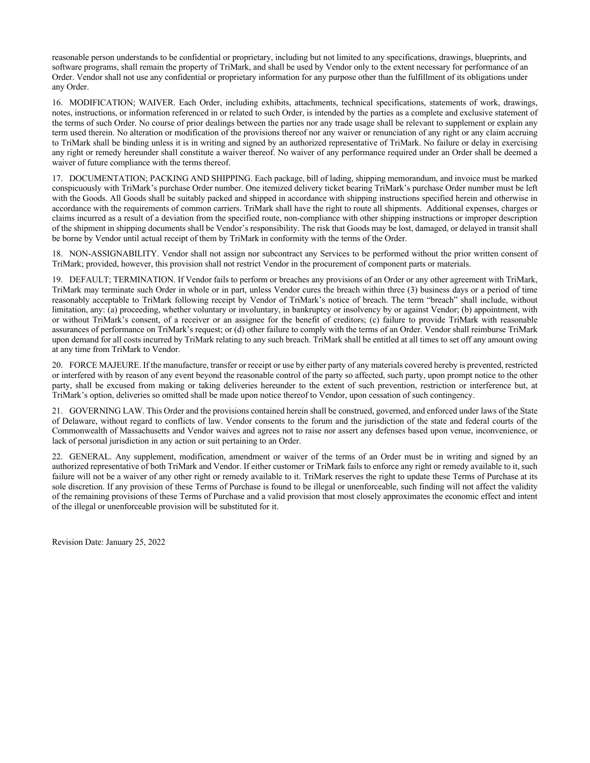reasonable person understands to be confidential or proprietary, including but not limited to any specifications, drawings, blueprints, and software programs, shall remain the property of TriMark, and shall be used by Vendor only to the extent necessary for performance of an Order. Vendor shall not use any confidential or proprietary information for any purpose other than the fulfillment of its obligations under any Order.

16. MODIFICATION; WAIVER. Each Order, including exhibits, attachments, technical specifications, statements of work, drawings, notes, instructions, or information referenced in or related to such Order, is intended by the parties as a complete and exclusive statement of the terms of such Order. No course of prior dealings between the parties nor any trade usage shall be relevant to supplement or explain any term used therein. No alteration or modification of the provisions thereof nor any waiver or renunciation of any right or any claim accruing to TriMark shall be binding unless it is in writing and signed by an authorized representative of TriMark. No failure or delay in exercising any right or remedy hereunder shall constitute a waiver thereof. No waiver of any performance required under an Order shall be deemed a waiver of future compliance with the terms thereof.

17. DOCUMENTATION; PACKING AND SHIPPING. Each package, bill of lading, shipping memorandum, and invoice must be marked conspicuously with TriMark's purchase Order number. One itemized delivery ticket bearing TriMark's purchase Order number must be left with the Goods. All Goods shall be suitably packed and shipped in accordance with shipping instructions specified herein and otherwise in accordance with the requirements of common carriers. TriMark shall have the right to route all shipments. Additional expenses, charges or claims incurred as a result of a deviation from the specified route, non-compliance with other shipping instructions or improper description of the shipment in shipping documents shall be Vendor's responsibility. The risk that Goods may be lost, damaged, or delayed in transit shall be borne by Vendor until actual receipt of them by TriMark in conformity with the terms of the Order.

18. NON-ASSIGNABILITY. Vendor shall not assign nor subcontract any Services to be performed without the prior written consent of TriMark; provided, however, this provision shall not restrict Vendor in the procurement of component parts or materials.

19. DEFAULT; TERMINATION. If Vendor fails to perform or breaches any provisions of an Order or any other agreement with TriMark, TriMark may terminate such Order in whole or in part, unless Vendor cures the breach within three (3) business days or a period of time reasonably acceptable to TriMark following receipt by Vendor of TriMark's notice of breach. The term "breach" shall include, without limitation, any: (a) proceeding, whether voluntary or involuntary, in bankruptcy or insolvency by or against Vendor; (b) appointment, with or without TriMark's consent, of a receiver or an assignee for the benefit of creditors; (c) failure to provide TriMark with reasonable assurances of performance on TriMark's request; or (d) other failure to comply with the terms of an Order. Vendor shall reimburse TriMark upon demand for all costs incurred by TriMark relating to any such breach. TriMark shall be entitled at all times to set off any amount owing at any time from TriMark to Vendor.

20. FORCE MAJEURE. If the manufacture, transfer or receipt or use by either party of any materials covered hereby is prevented, restricted or interfered with by reason of any event beyond the reasonable control of the party so affected, such party, upon prompt notice to the other party, shall be excused from making or taking deliveries hereunder to the extent of such prevention, restriction or interference but, at TriMark's option, deliveries so omitted shall be made upon notice thereof to Vendor, upon cessation of such contingency.

21. GOVERNING LAW. This Order and the provisions contained herein shall be construed, governed, and enforced under laws of the State of Delaware, without regard to conflicts of law. Vendor consents to the forum and the jurisdiction of the state and federal courts of the Commonwealth of Massachusetts and Vendor waives and agrees not to raise nor assert any defenses based upon venue, inconvenience, or lack of personal jurisdiction in any action or suit pertaining to an Order.

22. GENERAL. Any supplement, modification, amendment or waiver of the terms of an Order must be in writing and signed by an authorized representative of both TriMark and Vendor. If either customer or TriMark fails to enforce any right or remedy available to it, such failure will not be a waiver of any other right or remedy available to it. TriMark reserves the right to update these Terms of Purchase at its sole discretion. If any provision of these Terms of Purchase is found to be illegal or unenforceable, such finding will not affect the validity of the remaining provisions of these Terms of Purchase and a valid provision that most closely approximates the economic effect and intent of the illegal or unenforceable provision will be substituted for it.

Revision Date: January 25, 2022